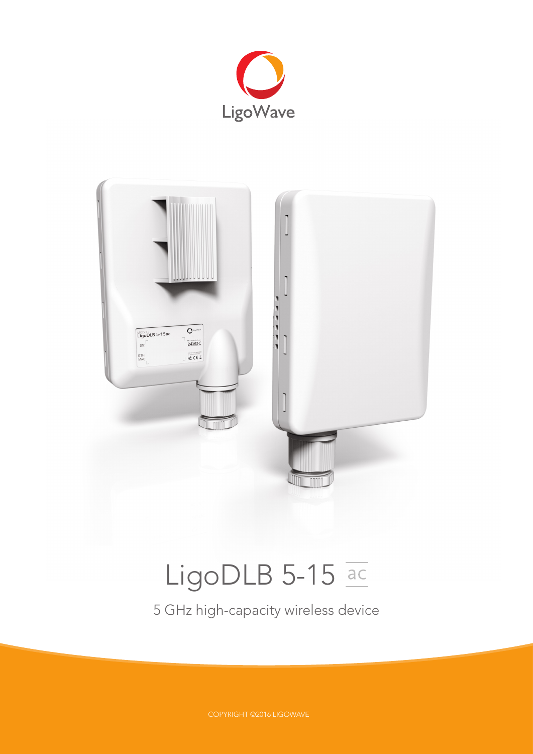LigoWave

# LigoDLB 5-15 ac

5 GHz high-capacity wireless device

COPYRIGHT ©2016 LIGOWAVE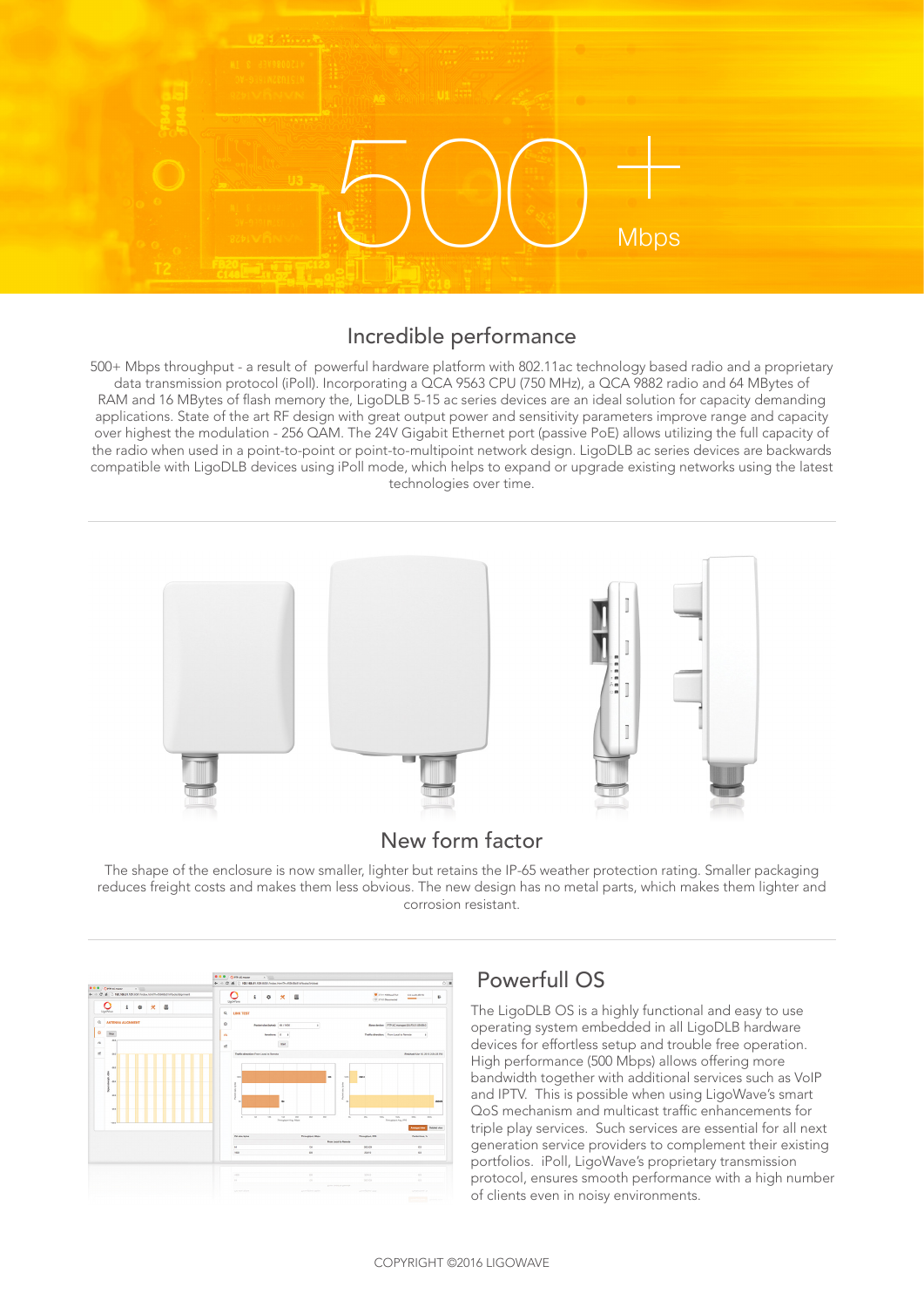500+ Mbps

## Incredible performance

500+ Mbps throughput - a result of powerful hardware platform with 802.11ac technology based radio and a proprietary data transmission protocol (iPoll). Incorporating a QCA 9563 CPU (750 MHz), a QCA 9882 radio and 64 MBytes of RAM and 16 MBytes of flash memory the, LigoDLB 5-15 ac series devices are an ideal solution for capacity demanding applications. State of the art RF design with great output power and sensitivity parameters improve range and capacity over highest the modulation - 256 QAM. The 24V Gigabit Ethernet port (passive PoE) allows utilizing the full capacity of the radio when used in a point-to-point or point-to-multipoint network design. LigoDLB ac series devices are backwards compatible with LigoDLB devices using iPoll mode, which helps to expand or upgrade existing networks using the latest technologies over time.

## New form factor

The shape of the enclosure is now smaller, lighter but retains the IP-65 weather protection rating. Smaller packaging reduces freight costs and makes them less obvious. The new design has no metal parts, which makes them lighter and corrosion resistant.

## Powerfull OS

The LigoDLB OS is a highly functional and easy to use operating system embedded in all LigoDLB hardware devices for effortless setup and trouble free operation. High performance (500 Mbps) allows offering more bandwidth together with additional services such as VoIP and IPTV. This is possible when using LigoWave's smart QoS mechanism and multicast traffic enhancements for triple play services. Such services are essential for all next generation service providers to complement their existing portfolios. iPoll, LigoWave's proprietary transmission protocol, ensures smooth performance with a high number of clients even in noisy environments.

COPYRIGHT ©2016 LIGOWAVE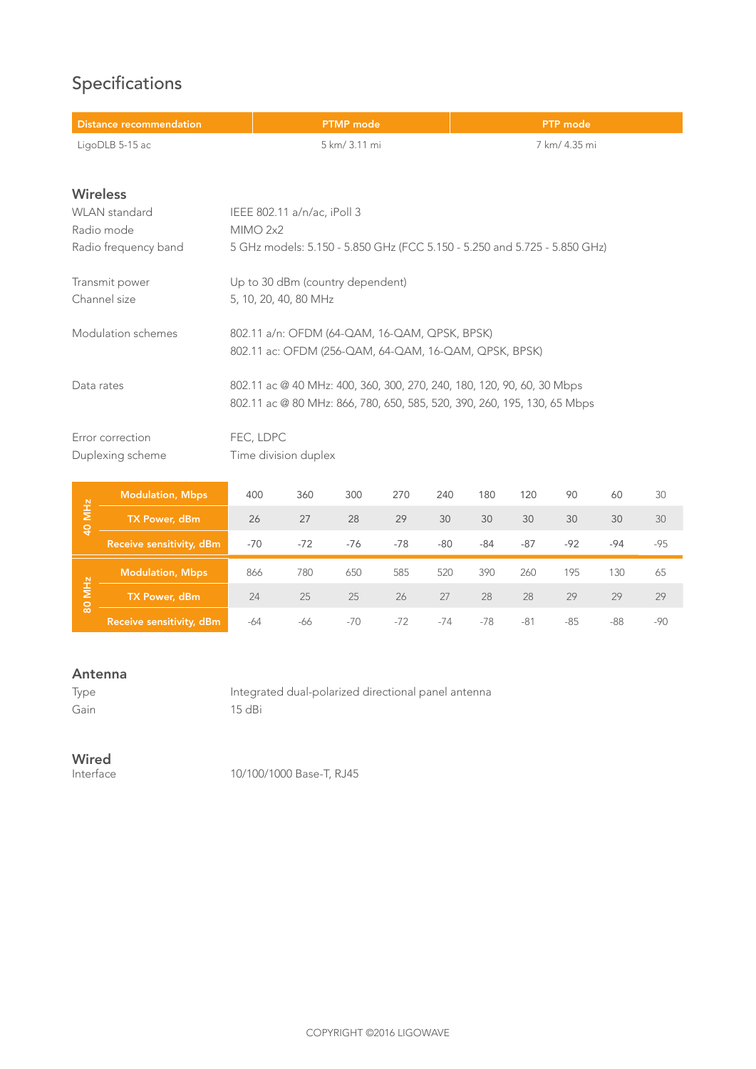# Specifications

| Distance recommendation | PTMP mode | PTP mode |
| --- | --- | --- |
| LigoDLB 5-15 ac | 5 km/ 3.11 mi | 7 km/ 4.35 mi |

## Wireless

| | |
| --- | --- |
| WLAN standard | IEEE 802.11 a/n/ac, iPoll 3 |
| Radio mode | MIMO 2x2 |
| Radio frequency band | 5 GHz models: 5.150 - 5.850 GHz (FCC 5.150 - 5.250 and 5.725 - 5.850 GHz) |
| Transmit power | Up to 30 dBm (country dependent) |
| Channel size | 5, 10, 20, 40, 80 MHz |
| Modulation schemes | 802.11 a/n: OFDM (64-QAM, 16-QAM, QPSK, BPSK)<br>802.11 ac: OFDM (256-QAM, 64-QAM, 16-QAM, QPSK, BPSK) |
| Data rates | 802.11 ac @ 40 MHz: 400, 360, 300, 270, 240, 180, 120, 90, 60, 30 Mbps<br>802.11 ac @ 80 MHz: 866, 780, 650, 585, 520, 390, 260, 195, 130, 65 Mbps |
| Error correction | FEC, LDPC |
| Duplexing scheme | Time division duplex |

| | | | | | | | | | | | |
| --- | --- | --- | --- | --- | --- | --- | --- | --- | --- | --- | --- |
| 40 MHz | Modulation, Mbps | 400 | 360 | 300 | 270 | 240 | 180 | 120 | 90 | 60 | 30 |
| | TX Power, dBm | 26 | 27 | 28 | 29 | 30 | 30 | 30 | 30 | 30 | 30 |
| | Receive sensitivity, dBm | -70 | -72 | -76 | -78 | -80 | -84 | -87 | -92 | -94 | -95 |
| 80 MHz | Modulation, Mbps | 866 | 780 | 650 | 585 | 520 | 390 | 260 | 195 | 130 | 65 |
| | TX Power, dBm | 24 | 25 | 25 | 26 | 27 | 28 | 28 | 29 | 29 | 29 |
| | Receive sensitivity, dBm | -64 | -66 | -70 | -72 | -74 | -78 | -81 | -85 | -88 | -90 |

## Antenna

| | |
| --- | --- |
| Type | Integrated dual-polarized directional panel antenna |
| Gain | 15 dBi |

## Wired

| | |
| --- | --- |
| Interface | 10/100/1000 Base-T, RJ45 |

COPYRIGHT ©2016 LIGOWAVE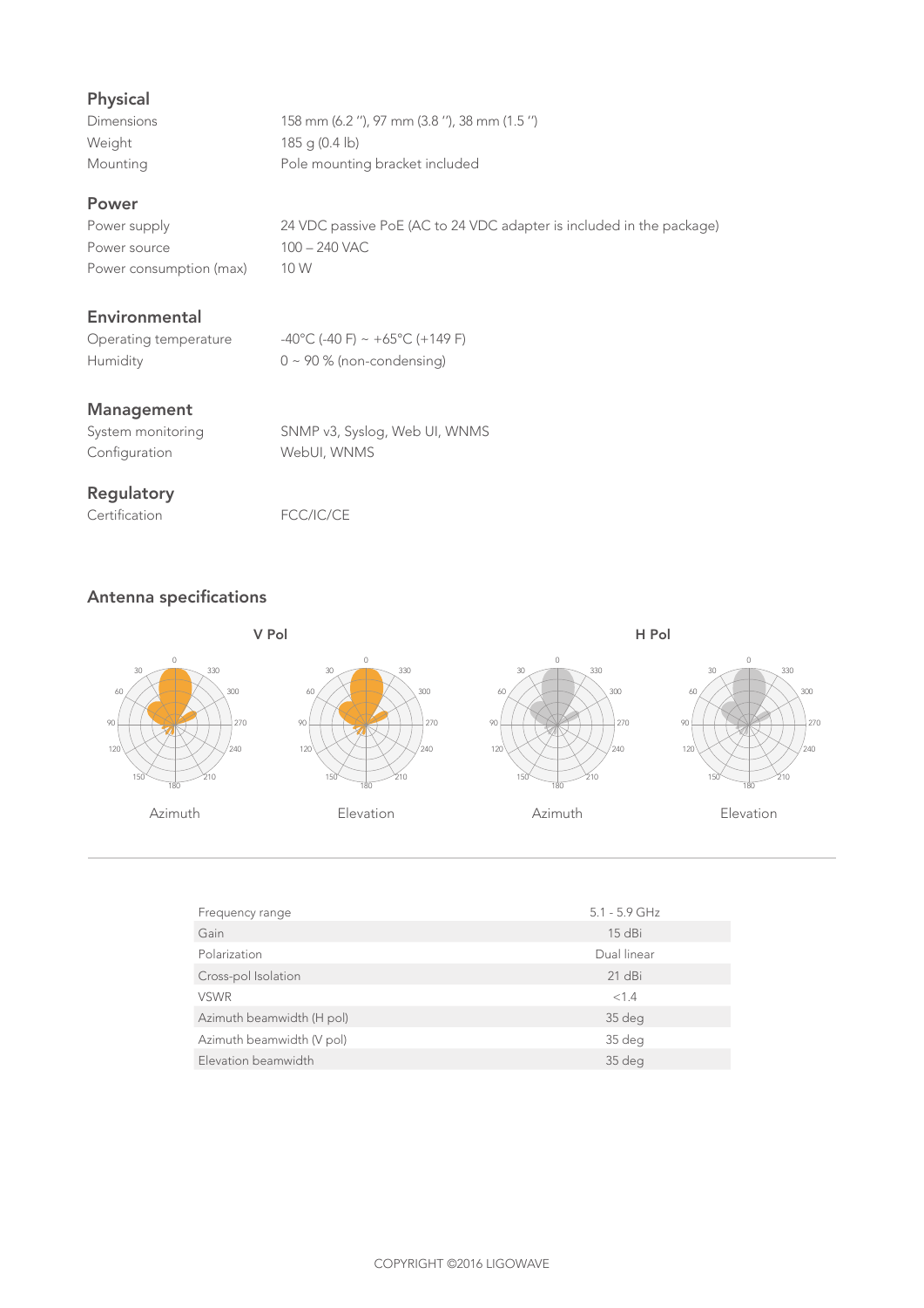## Physical

| | |
|---|---|
| Dimensions | 158 mm (6.2 ''), 97 mm (3.8 ''), 38 mm (1.5 '') |
| Weight | 185 g (0.4 lb) |
| Mounting | Pole mounting bracket included |

## Power

| | |
|---|---|
| Power supply | 24 VDC passive PoE (AC to 24 VDC adapter is included in the package) |
| Power source | 100 – 240 VAC |
| Power consumption (max) | 10 W |

## Environmental

| | |
|---|---|
| Operating temperature | -40°C (-40 F) ~ +65°C (+149 F) |
| Humidity | 0 ~ 90 % (non-condensing) |

## Management

| | |
|---|---|
| System monitoring | SNMP v3, Syslog, Web UI, WNMS |
| Configuration | WebUI, WNMS |

## Regulatory

| | |
|---|---|
| Certification | FCC/IC/CE |

## Antenna specifications

V Pol

Azimuth

Elevation

H Pol

Azimuth

Elevation

| | |
|---|---|
| Frequency range | 5.1 - 5.9 GHz |
| Gain | 15 dBi |
| Polarization | Dual linear |
| Cross-pol Isolation | 21 dBi |
| VSWR | <1.4 |
| Azimuth beamwidth (H pol) | 35 deg |
| Azimuth beamwidth (V pol) | 35 deg |
| Elevation beamwidth | 35 deg |

COPYRIGHT ©2016 LIGOWAVE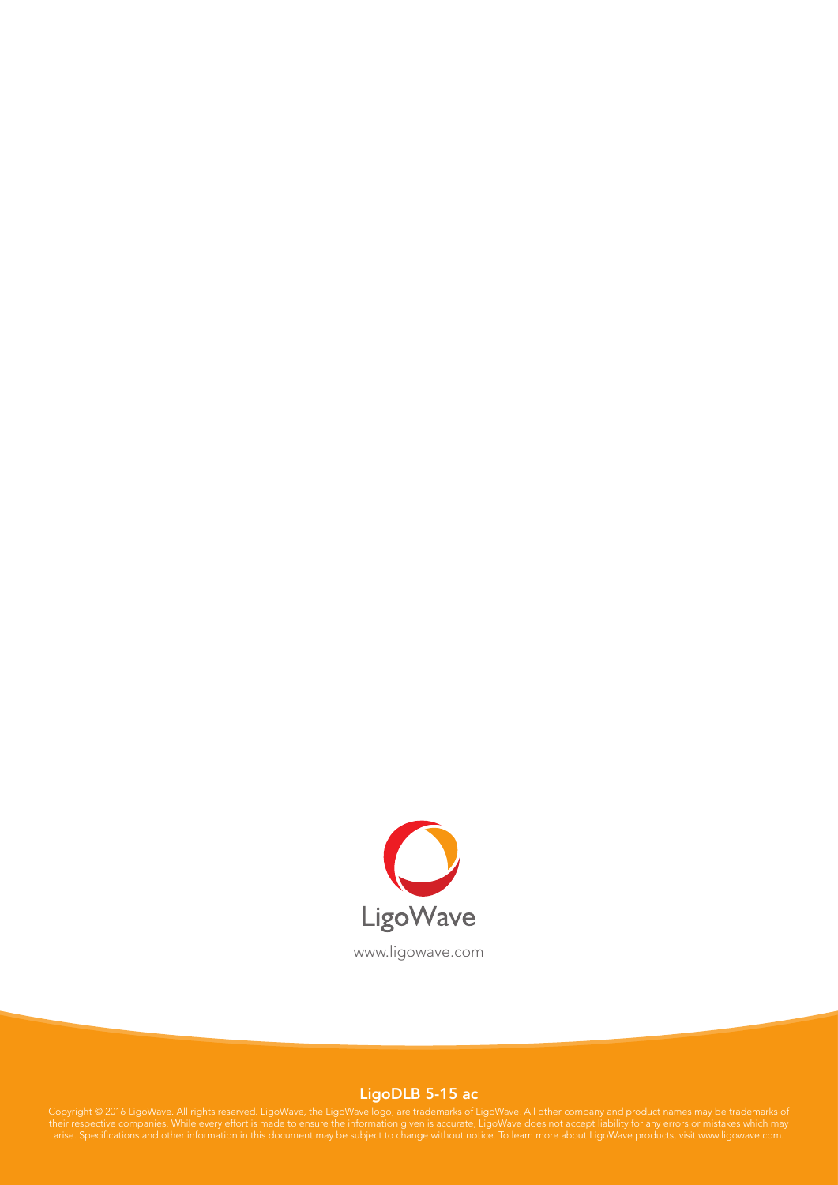LigoWave

www.ligowave.com

**LigoDLB 5-15 ac**

Copyright © 2016 LigoWave. All rights reserved. LigoWave, the LigoWave logo, are trademarks of LigoWave. All other company and product names may be trademarks of their respective companies. While every effort is made to ensure the information given is accurate, LigoWave does not accept liability for any errors or mistakes which may arise. Specifications and other information in this document may be subject to change without notice. To learn more about LigoWave products, visit www.ligowave.com.